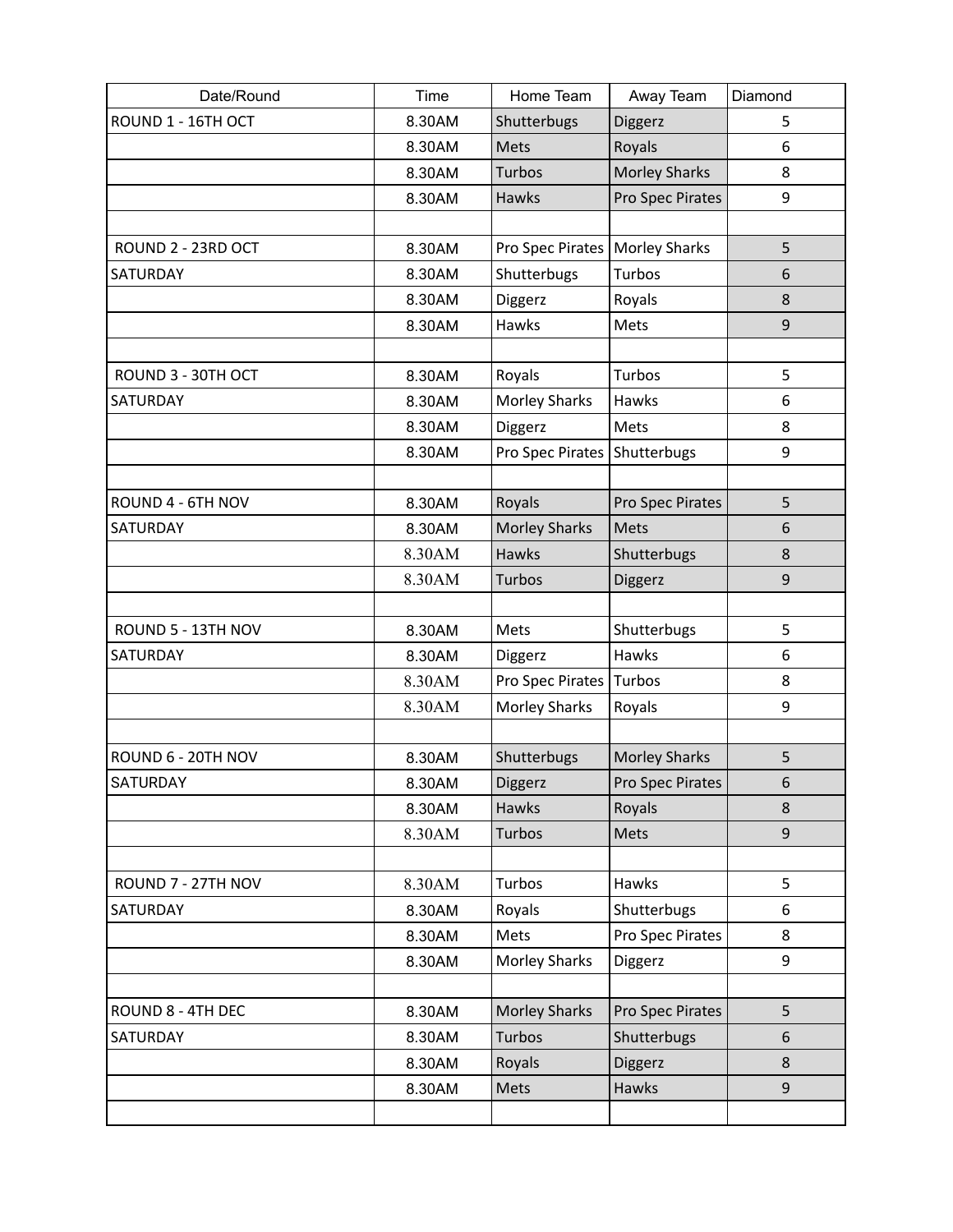| Date/Round | Time | Home Team | Away Team | Diamond |
|---|---|---|---|---|
| ROUND 1 - 16TH OCT | 8.30AM | Shutterbugs | Diggerz | 5 |
| | 8.30AM | Mets | Royals | 6 |
| | 8.30AM | Turbos | Morley Sharks | 8 |
| | 8.30AM | Hawks | Pro Spec Pirates | 9 |
| | | | | |
| ROUND 2 - 23RD OCT | 8.30AM | Pro Spec Pirates | Morley Sharks | 5 |
| SATURDAY | 8.30AM | Shutterbugs | Turbos | 6 |
| | 8.30AM | Diggerz | Royals | 8 |
| | 8.30AM | Hawks | Mets | 9 |
| | | | | |
| ROUND 3 - 30TH OCT | 8.30AM | Royals | Turbos | 5 |
| SATURDAY | 8.30AM | Morley Sharks | Hawks | 6 |
| | 8.30AM | Diggerz | Mets | 8 |
| | 8.30AM | Pro Spec Pirates | Shutterbugs | 9 |
| | | | | |
| ROUND 4 - 6TH NOV | 8.30AM | Royals | Pro Spec Pirates | 5 |
| SATURDAY | 8.30AM | Morley Sharks | Mets | 6 |
| | 8.30AM | Hawks | Shutterbugs | 8 |
| | 8.30AM | Turbos | Diggerz | 9 |
| | | | | |
| ROUND 5 - 13TH NOV | 8.30AM | Mets | Shutterbugs | 5 |
| SATURDAY | 8.30AM | Diggerz | Hawks | 6 |
| | 8.30AM | Pro Spec Pirates | Turbos | 8 |
| | 8.30AM | Morley Sharks | Royals | 9 |
| | | | | |
| ROUND 6 - 20TH NOV | 8.30AM | Shutterbugs | Morley Sharks | 5 |
| SATURDAY | 8.30AM | Diggerz | Pro Spec Pirates | 6 |
| | 8.30AM | Hawks | Royals | 8 |
| | 8.30AM | Turbos | Mets | 9 |
| | | | | |
| ROUND 7 - 27TH NOV | 8.30AM | Turbos | Hawks | 5 |
| SATURDAY | 8.30AM | Royals | Shutterbugs | 6 |
| | 8.30AM | Mets | Pro Spec Pirates | 8 |
| | 8.30AM | Morley Sharks | Diggerz | 9 |
| | | | | |
| ROUND 8 - 4TH DEC | 8.30AM | Morley Sharks | Pro Spec Pirates | 5 |
| SATURDAY | 8.30AM | Turbos | Shutterbugs | 6 |
| | 8.30AM | Royals | Diggerz | 8 |
| | 8.30AM | Mets | Hawks | 9 |
| | | | | |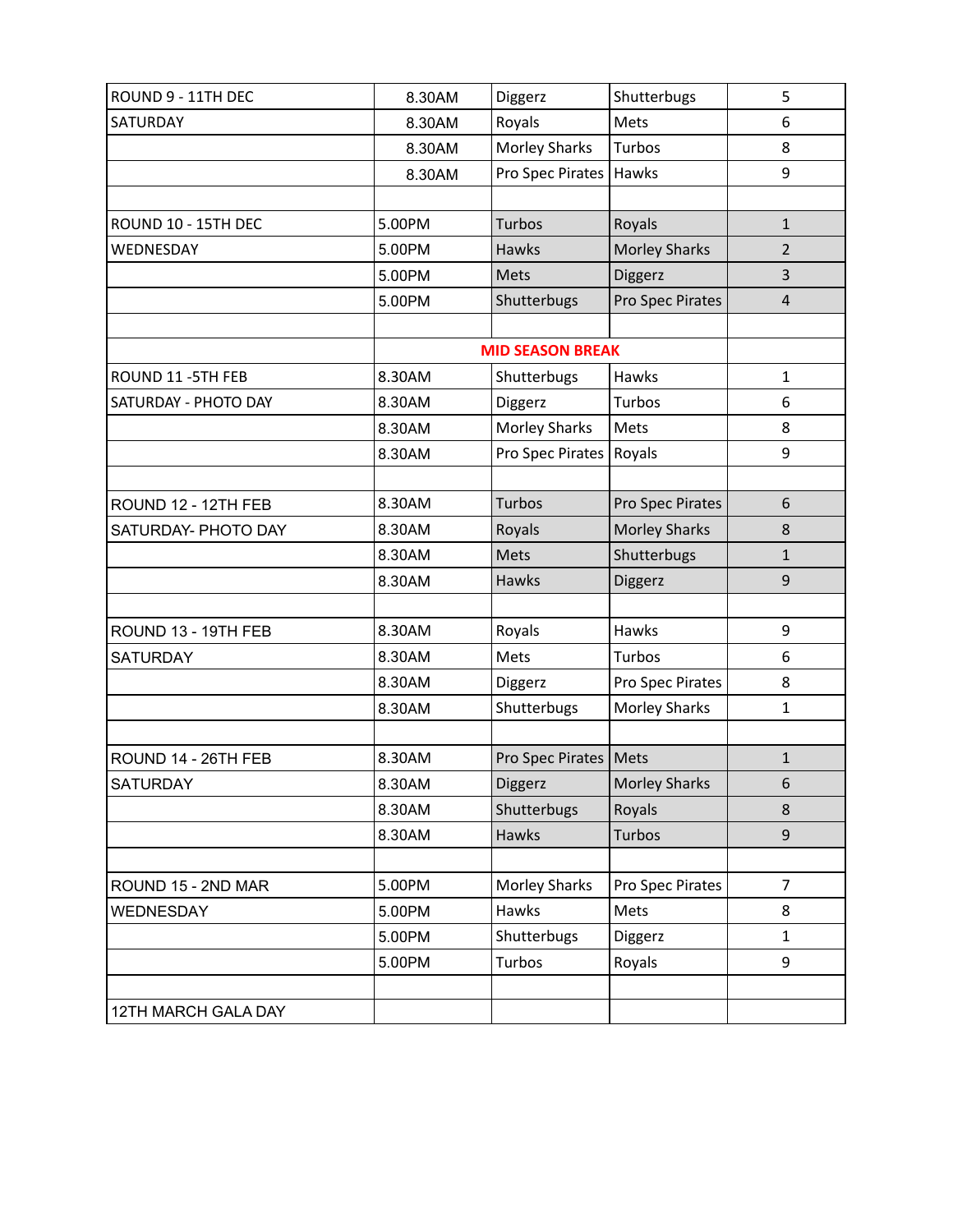| | | | | |
|---|---|---|---|---|
| ROUND 9 - 11TH DEC | 8.30AM | Diggerz | Shutterbugs | 5 |
| SATURDAY | 8.30AM | Royals | Mets | 6 |
| | 8.30AM | Morley Sharks | Turbos | 8 |
| | 8.30AM | Pro Spec Pirates | Hawks | 9 |
| | | | | |
| ROUND 10 - 15TH DEC | 5.00PM | Turbos | Royals | 1 |
| WEDNESDAY | 5.00PM | Hawks | Morley Sharks | 2 |
| | 5.00PM | Mets | Diggerz | 3 |
| | 5.00PM | Shutterbugs | Pro Spec Pirates | 4 |
| | | | | |
| | | **MID SEASON BREAK** | | |
| ROUND 11 -5TH FEB | 8.30AM | Shutterbugs | Hawks | 1 |
| SATURDAY - PHOTO DAY | 8.30AM | Diggerz | Turbos | 6 |
| | 8.30AM | Morley Sharks | Mets | 8 |
| | 8.30AM | Pro Spec Pirates | Royals | 9 |
| | | | | |
| ROUND 12 - 12TH FEB | 8.30AM | Turbos | Pro Spec Pirates | 6 |
| SATURDAY- PHOTO DAY | 8.30AM | Royals | Morley Sharks | 8 |
| | 8.30AM | Mets | Shutterbugs | 1 |
| | 8.30AM | Hawks | Diggerz | 9 |
| | | | | |
| ROUND 13 - 19TH FEB | 8.30AM | Royals | Hawks | 9 |
| SATURDAY | 8.30AM | Mets | Turbos | 6 |
| | 8.30AM | Diggerz | Pro Spec Pirates | 8 |
| | 8.30AM | Shutterbugs | Morley Sharks | 1 |
| | | | | |
| ROUND 14 - 26TH FEB | 8.30AM | Pro Spec Pirates | Mets | 1 |
| SATURDAY | 8.30AM | Diggerz | Morley Sharks | 6 |
| | 8.30AM | Shutterbugs | Royals | 8 |
| | 8.30AM | Hawks | Turbos | 9 |
| | | | | |
| ROUND 15 - 2ND MAR | 5.00PM | Morley Sharks | Pro Spec Pirates | 7 |
| WEDNESDAY | 5.00PM | Hawks | Mets | 8 |
| | 5.00PM | Shutterbugs | Diggerz | 1 |
| | 5.00PM | Turbos | Royals | 9 |
| | | | | |
| 12TH MARCH GALA DAY | | | | |